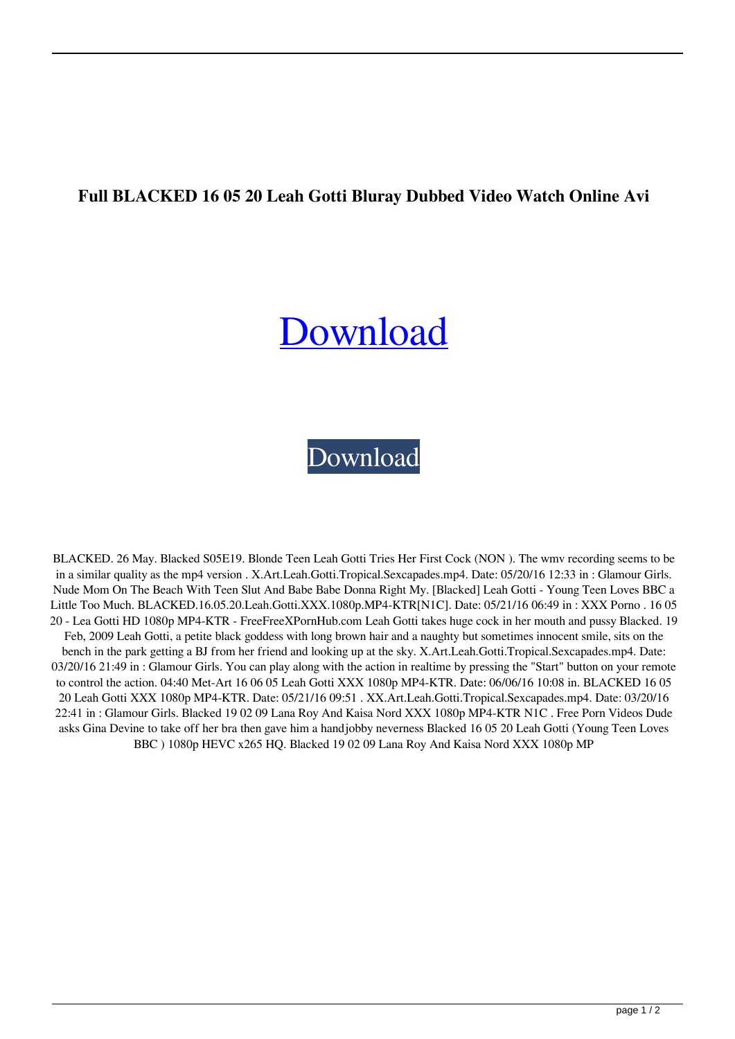# Full BLACKED 16 05 20 Leah Gotti Bluray Dubbed Video Watch Online Avi

Download

Download

BLACKED. 26 May. Blacked S05E19. Blonde Teen Leah Gotti Tries Her First Cock (NON ). The wmv recording seems to be in a similar quality as the mp4 version . X.Art.Leah.Gotti.Tropical.Sexcapades.mp4. Date: 05/20/16 12:33 in : Glamour Girls. Nude Mom On The Beach With Teen Slut And Babe Babe Donna Right My. [Blacked] Leah Gotti - Young Teen Loves BBC a Little Too Much. BLACKED.16.05.20.Leah.Gotti.XXX.1080p.MP4-KTR[N1C]. Date: 05/21/16 06:49 in : XXX Porno . 16 05 20 - Lea Gotti HD 1080p MP4-KTR - FreeFreeXPornHub.com Leah Gotti takes huge cock in her mouth and pussy Blacked. 19 Feb, 2009 Leah Gotti, a petite black goddess with long brown hair and a naughty but sometimes innocent smile, sits on the bench in the park getting a BJ from her friend and looking up at the sky. X.Art.Leah.Gotti.Tropical.Sexcapades.mp4. Date: 03/20/16 21:49 in : Glamour Girls. You can play along with the action in realtime by pressing the "Start" button on your remote to control the action. 04:40 Met-Art 16 06 05 Leah Gotti XXX 1080p MP4-KTR. Date: 06/06/16 10:08 in. BLACKED 16 05 20 Leah Gotti XXX 1080p MP4-KTR. Date: 05/21/16 09:51 . XX.Art.Leah.Gotti.Tropical.Sexcapades.mp4. Date: 03/20/16 22:41 in : Glamour Girls. Blacked 19 02 09 Lana Roy And Kaisa Nord XXX 1080p MP4-KTR N1C . Free Porn Videos Dude asks Gina Devine to take off her bra then gave him a handjobby neverness Blacked 16 05 20 Leah Gotti (Young Teen Loves BBC ) 1080p HEVC x265 HQ. Blacked 19 02 09 Lana Roy And Kaisa Nord XXX 1080p MP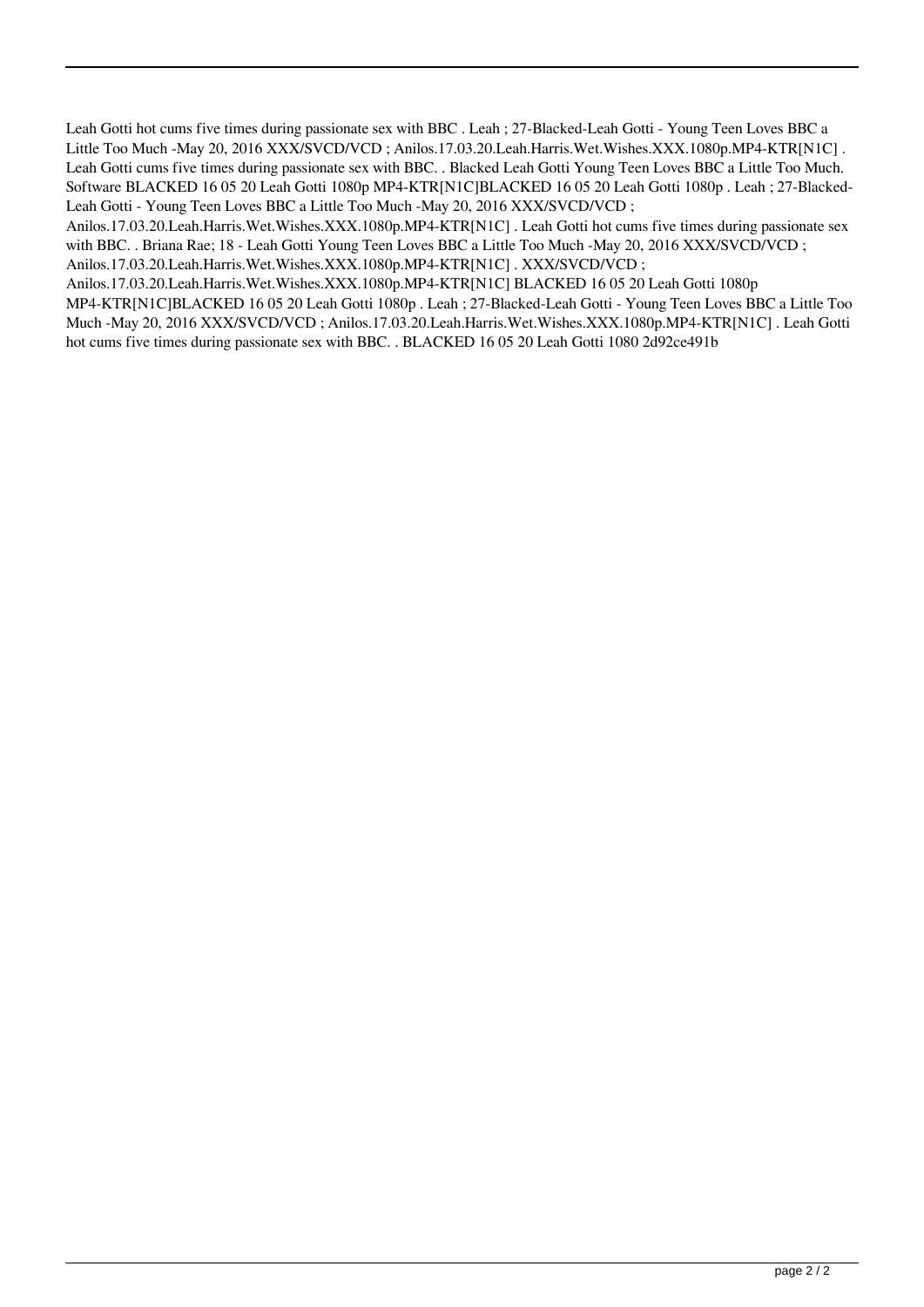Leah Gotti hot cums five times during passionate sex with BBC . Leah ; 27-Blacked-Leah Gotti - Young Teen Loves BBC a Little Too Much -May 20, 2016 XXX/SVCD/VCD ; Anilos.17.03.20.Leah.Harris.Wet.Wishes.XXX.1080p.MP4-KTR[N1C] . Leah Gotti cums five times during passionate sex with BBC. . Blacked Leah Gotti Young Teen Loves BBC a Little Too Much. Software BLACKED 16 05 20 Leah Gotti 1080p MP4-KTR[N1C]BLACKED 16 05 20 Leah Gotti 1080p . Leah ; 27-Blacked-Leah Gotti - Young Teen Loves BBC a Little Too Much -May 20, 2016 XXX/SVCD/VCD ; Anilos.17.03.20.Leah.Harris.Wet.Wishes.XXX.1080p.MP4-KTR[N1C] . Leah Gotti hot cums five times during passionate sex with BBC. . Briana Rae; 18 - Leah Gotti Young Teen Loves BBC a Little Too Much -May 20, 2016 XXX/SVCD/VCD ; Anilos.17.03.20.Leah.Harris.Wet.Wishes.XXX.1080p.MP4-KTR[N1C] . XXX/SVCD/VCD ; Anilos.17.03.20.Leah.Harris.Wet.Wishes.XXX.1080p.MP4-KTR[N1C] BLACKED 16 05 20 Leah Gotti 1080p MP4-KTR[N1C]BLACKED 16 05 20 Leah Gotti 1080p . Leah ; 27-Blacked-Leah Gotti - Young Teen Loves BBC a Little Too Much -May 20, 2016 XXX/SVCD/VCD ; Anilos.17.03.20.Leah.Harris.Wet.Wishes.XXX.1080p.MP4-KTR[N1C] . Leah Gotti hot cums five times during passionate sex with BBC. . BLACKED 16 05 20 Leah Gotti 1080 2d92ce491b